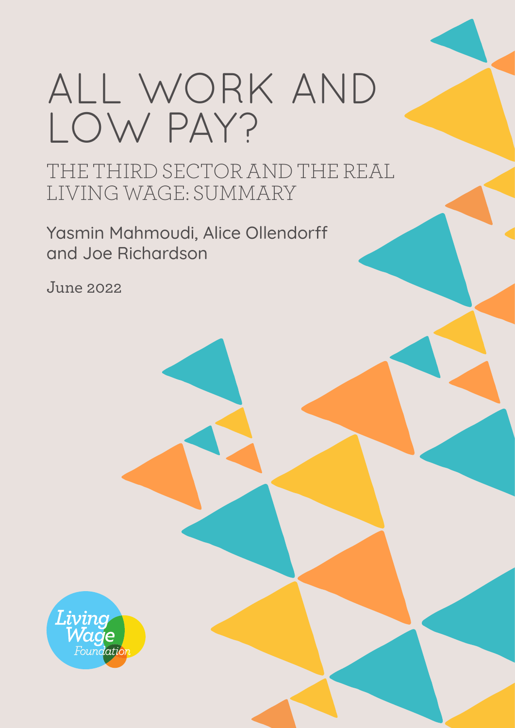# ALL WORK AND LOW PAY?

## THE THIRD SECTOR AND THE REAL LIVING WAGE: SUMMARY

Yasmin Mahmoudi, Alice Ollendorff and Joe Richardson

June 2022

Living Wage Foundation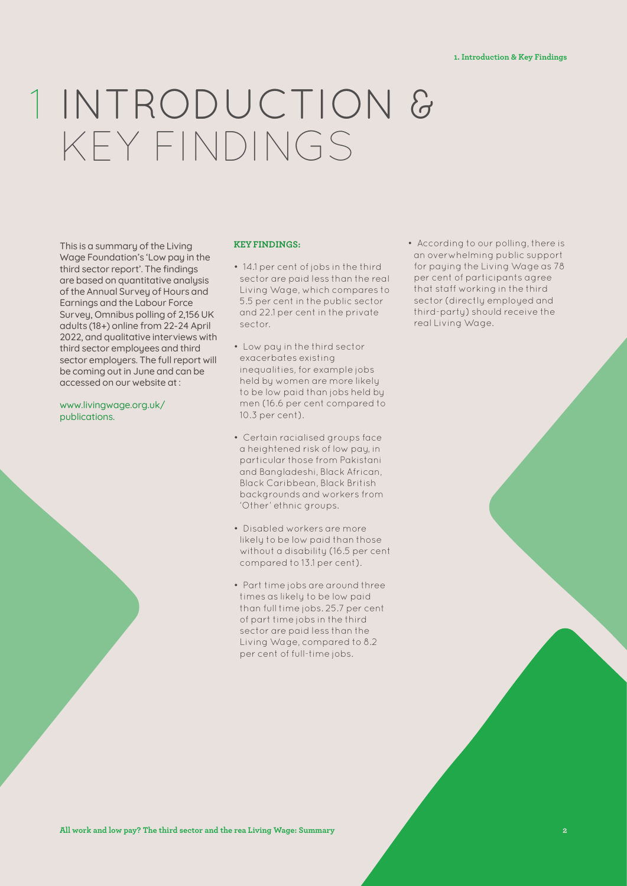# 1 INTRODUCTION & KEY FINDINGS

This is a summary of the Living Wage Foundation's 'Low pay in the third sector report'. The findings are based on quantitative analysis of the Annual Survey of Hours and Earnings and the Labour Force Survey, Omnibus polling of 2,156 UK adults (18+) online from 22-24 April 2022, and qualitative interviews with third sector employees and third sector employers. The full report will be coming out in June and can be accessed on our website at :

www.livingwage.org.uk/publications.

**KEY FINDINGS:**

- 14.1 per cent of jobs in the third sector are paid less than the real Living Wage, which compares to 5.5 per cent in the public sector and 22.1 per cent in the private sector.
- Low pay in the third sector exacerbates existing inequalities, for example jobs held by women are more likely to be low paid than jobs held by men (16.6 per cent compared to 10.3 per cent).
- Certain racialised groups face a heightened risk of low pay, in particular those from Pakistani and Bangladeshi, Black African, Black Caribbean, Black British backgrounds and workers from 'Other' ethnic groups.
- Disabled workers are more likely to be low paid than those without a disability (16.5 per cent compared to 13.1 per cent).
- Part time jobs are around three times as likely to be low paid than full time jobs. 25.7 per cent of part time jobs in the third sector are paid less than the Living Wage, compared to 8.2 per cent of full-time jobs.
- According to our polling, there is an overwhelming public support for paying the Living Wage as 78 per cent of participants agree that staff working in the third sector (directly employed and third-party) should receive the real Living Wage.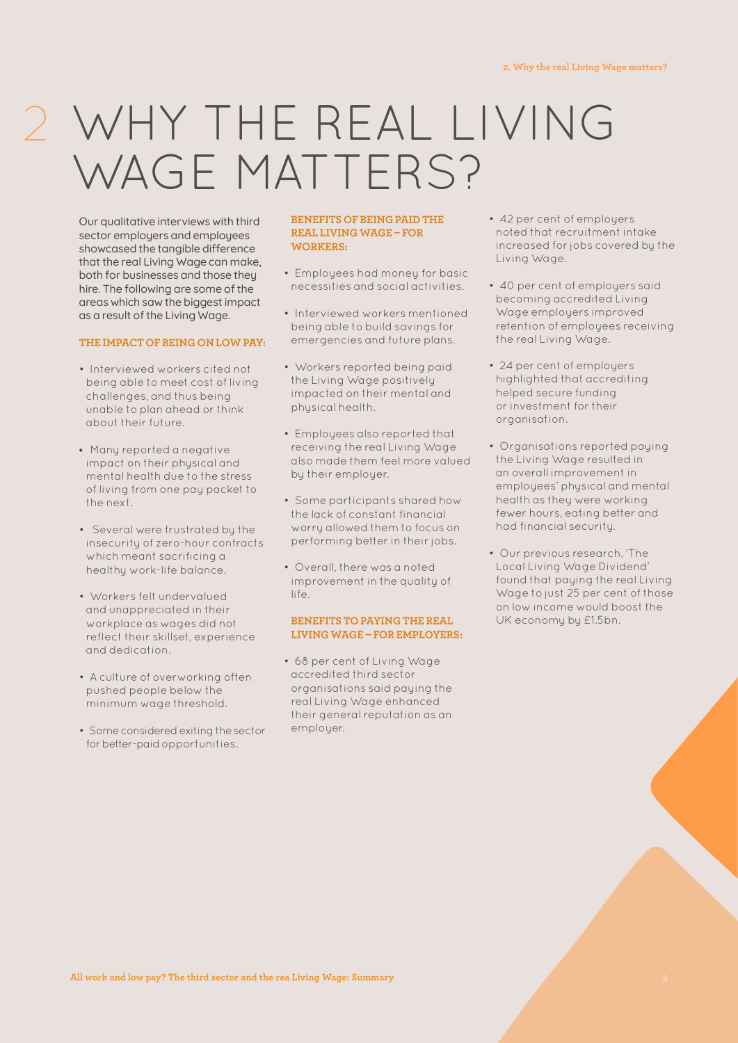# 2 WHY THE REAL LIVING WAGE MATTERS?

Our qualitative interviews with third sector employers and employees showcased the tangible difference that the real Living Wage can make, both for businesses and those they hire. The following are some of the areas which saw the biggest impact as a result of the Living Wage.

### THE IMPACT OF BEING ON LOW PAY:

- Interviewed workers cited not being able to meet cost of living challenges, and thus being unable to plan ahead or think about their future.
- Many reported a negative impact on their physical and mental health due to the stress of living from one pay packet to the next.
- Several were frustrated by the insecurity of zero-hour contracts which meant sacrificing a healthy work-life balance.
- Workers felt undervalued and unappreciated in their workplace as wages did not reflect their skillset, experience and dedication.
- A culture of overworking often pushed people below the minimum wage threshold.
- Some considered exiting the sector for better-paid opportunities.

### BENEFITS OF BEING PAID THE REAL LIVING WAGE – FOR WORKERS:

- Employees had money for basic necessities and social activities.
- Interviewed workers mentioned being able to build savings for emergencies and future plans.
- Workers reported being paid the Living Wage positively impacted on their mental and physical health.
- Employees also reported that receiving the real Living Wage also made them feel more valued by their employer.
- Some participants shared how the lack of constant financial worry allowed them to focus on performing better in their jobs.
- Overall, there was a noted improvement in the quality of life.

### BENEFITS TO PAYING THE REAL LIVING WAGE – FOR EMPLOYERS:

- 68 per cent of Living Wage accredited third sector organisations said paying the real Living Wage enhanced their general reputation as an employer.
- 42 per cent of employers noted that recruitment intake increased for jobs covered by the Living Wage.
- 40 per cent of employers said becoming accredited Living Wage employers improved retention of employees receiving the real Living Wage.
- 24 per cent of employers highlighted that accrediting helped secure funding or investment for their organisation.
- Organisations reported paying the Living Wage resulted in an overall improvement in employees' physical and mental health as they were working fewer hours, eating better and had financial security.
- Our previous research, 'The Local Living Wage Dividend' found that paying the real Living Wage to just 25 per cent of those on low income would boost the UK economy by £1.5bn.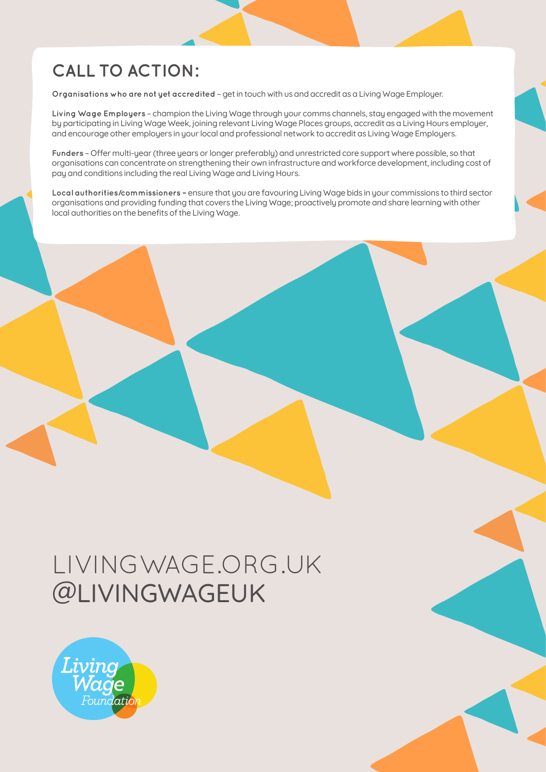## CALL TO ACTION:

**Organisations who are not yet accredited** – get in touch with us and accredit as a Living Wage Employer.

**Living Wage Employers** – champion the Living Wage through your comms channels, stay engaged with the movement by participating in Living Wage Week, joining relevant Living Wage Places groups, accredit as a Living Hours employer, and encourage other employers in your local and professional network to accredit as Living Wage Employers.

**Funders** – Offer multi-year (three years or longer preferably) and unrestricted core support where possible, so that organisations can concentrate on strengthening their own infrastructure and workforce development, including cost of pay and conditions including the real Living Wage and Living Hours.

**Local authorities/commissioners –** ensure that you are favouring Living Wage bids in your commissions to third sector organisations and providing funding that covers the Living Wage; proactively promote and share learning with other local authorities on the benefits of the Living Wage.

LIVINGWAGE.ORG.UK
@LIVINGWAGEUK

Living Wage Foundation